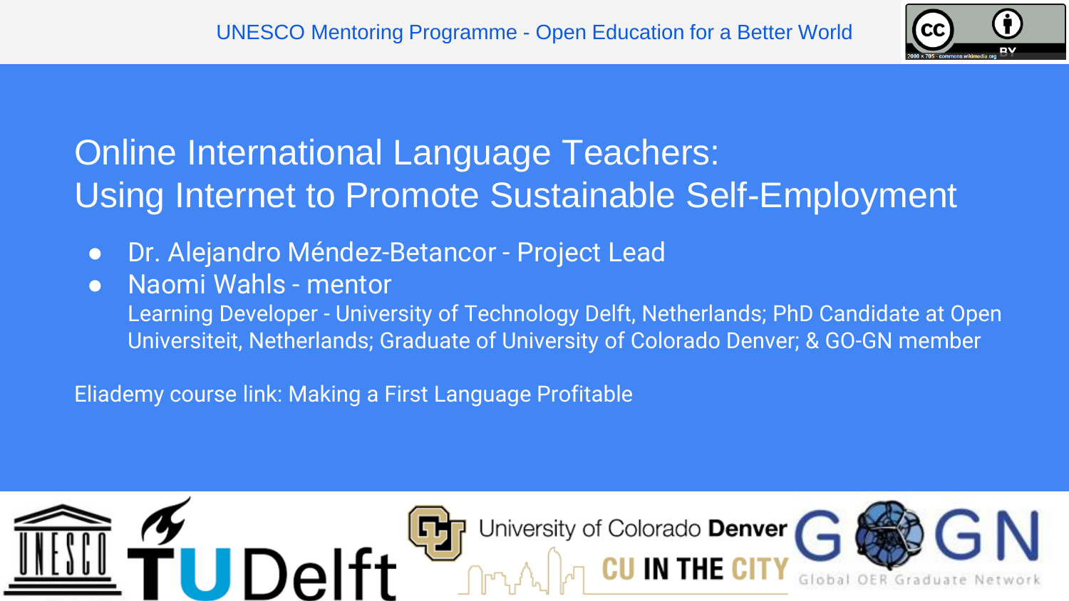UNESCO Mentoring Programme - Open Education for a Better World

# Online International Language Teachers: Using Internet to Promote Sustainable Self-Employment

- Dr. Alejandro Méndez-Betancor - Project Lead
- Naomi Wahls - mentor
  Learning Developer - University of Technology Delft, Netherlands; PhD Candidate at Open Universiteit, Netherlands; Graduate of University of Colorado Denver; & GO-GN member

Eliademy course link: Making a First Language Profitable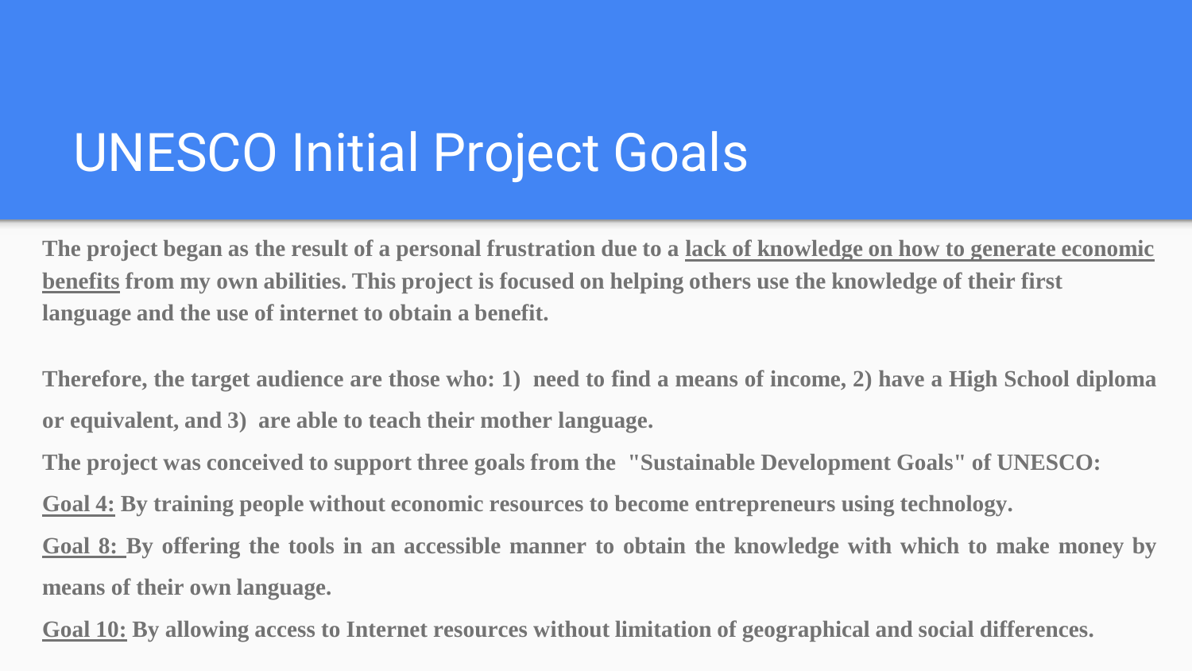# UNESCO Initial Project Goals

**The project began as the result of a personal frustration due to a lack of knowledge on how to generate economic benefits from my own abilities. This project is focused on helping others use the knowledge of their first language and the use of internet to obtain a benefit.**

**Therefore, the target audience are those who: 1) need to find a means of income, 2) have a High School diploma or equivalent, and 3) are able to teach their mother language.**

**The project was conceived to support three goals from the "Sustainable Development Goals" of UNESCO:**

**Goal 4: By training people without economic resources to become entrepreneurs using technology.**

**Goal 8: By offering the tools in an accessible manner to obtain the knowledge with which to make money by means of their own language.**

**Goal 10: By allowing access to Internet resources without limitation of geographical and social differences.**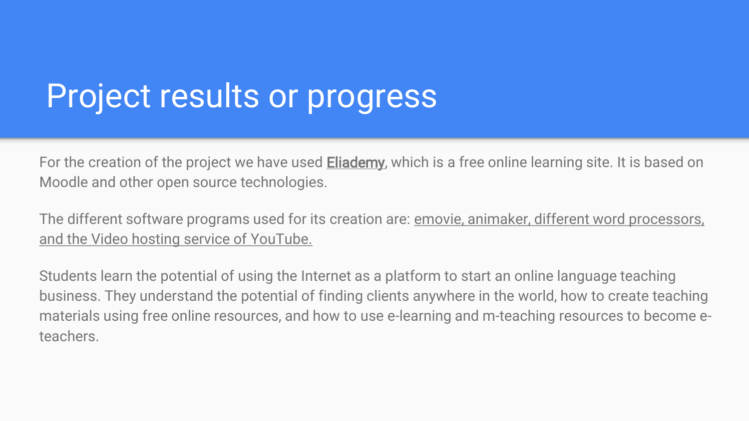# Project results or progress

For the creation of the project we have used Eliademy, which is a free online learning site. It is based on Moodle and other open source technologies.

The different software programs used for its creation are: emovie, animaker, different word processors, and the Video hosting service of YouTube.

Students learn the potential of using the Internet as a platform to start an online language teaching business. They understand the potential of finding clients anywhere in the world, how to create teaching materials using free online resources, and how to use e-learning and m-teaching resources to become e-teachers.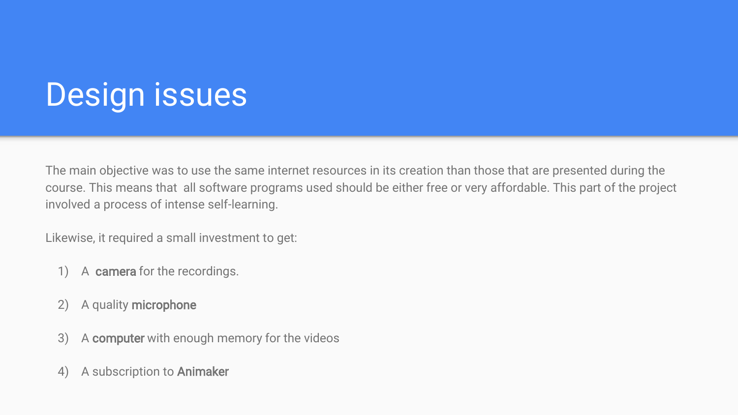# Design issues

The main objective was to use the same internet resources in its creation than those that are presented during the course. This means that all software programs used should be either free or very affordable. This part of the project involved a process of intense self-learning.

Likewise, it required a small investment to get:

1) A **camera** for the recordings.
2) A quality **microphone**
3) A **computer** with enough memory for the videos
4) A subscription to **Animaker**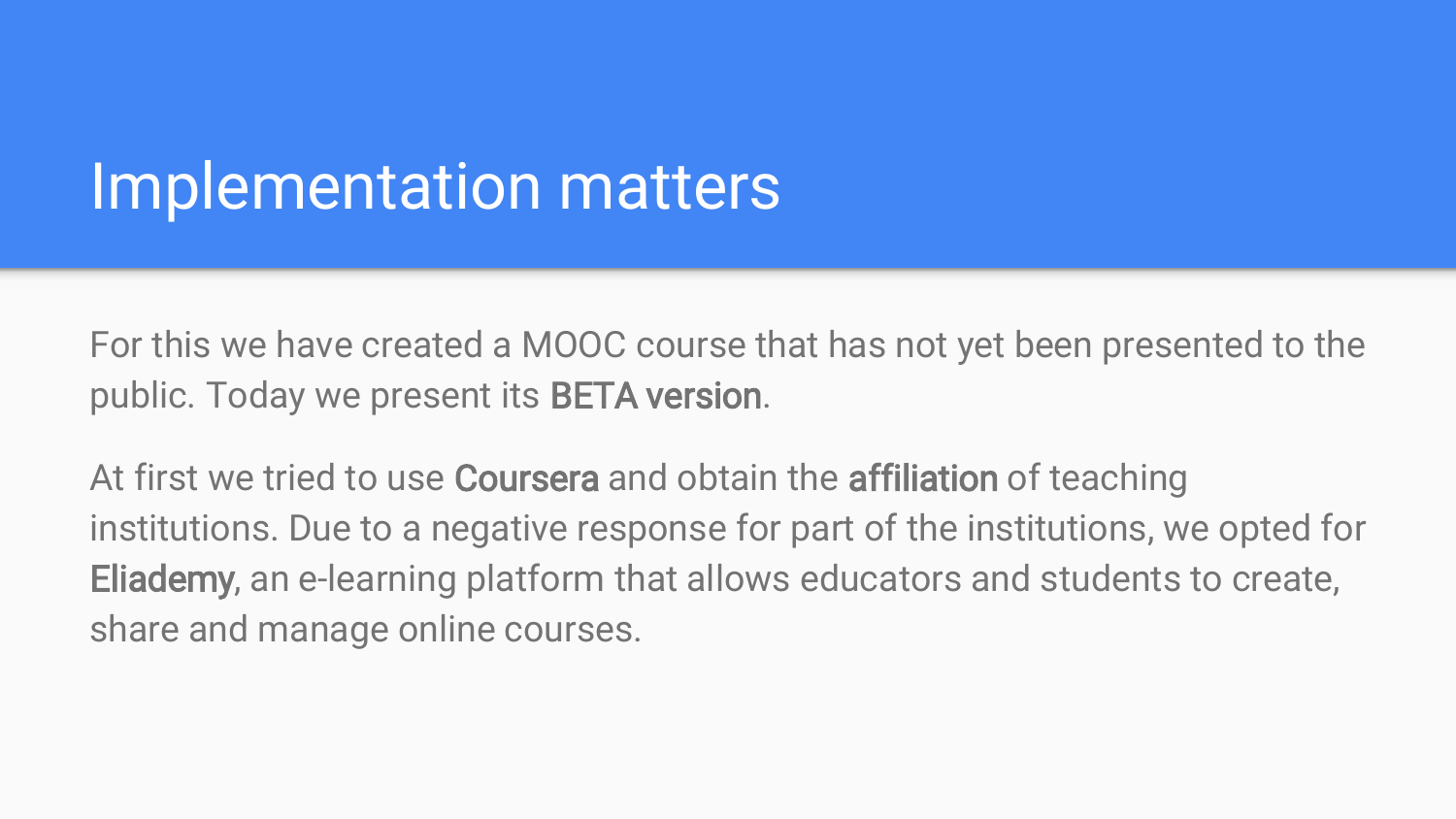# Implementation matters

For this we have created a MOOC course that has not yet been presented to the public. Today we present its **BETA version**.

At first we tried to use **Coursera** and obtain the **affiliation** of teaching institutions. Due to a negative response for part of the institutions, we opted for **Eliademy**, an e-learning platform that allows educators and students to create, share and manage online courses.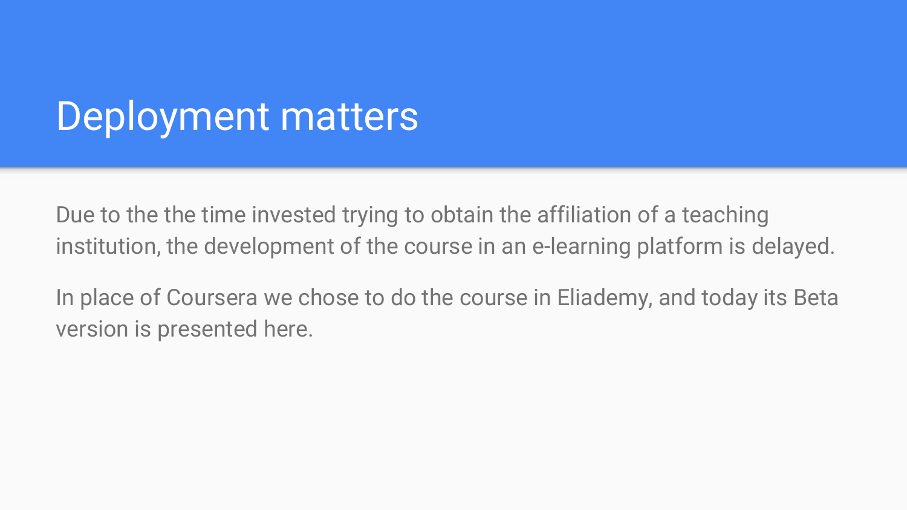# Deployment matters

Due to the the time invested trying to obtain the affiliation of a teaching institution, the development of the course in an e-learning platform is delayed.

In place of Coursera we chose to do the course in Eliademy, and today its Beta version is presented here.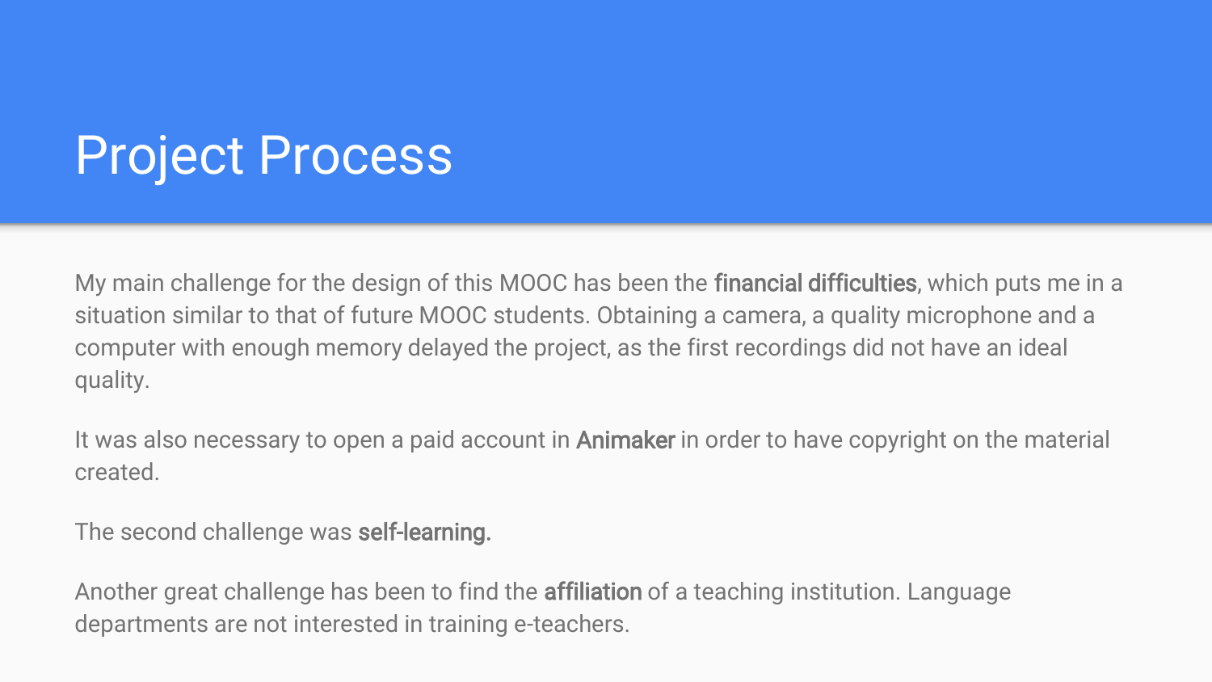# Project Process

My main challenge for the design of this MOOC has been the **financial difficulties**, which puts me in a situation similar to that of future MOOC students. Obtaining a camera, a quality microphone and a computer with enough memory delayed the project, as the first recordings did not have an ideal quality.

It was also necessary to open a paid account in **Animaker** in order to have copyright on the material created.

The second challenge was **self-learning.**

Another great challenge has been to find the **affiliation** of a teaching institution. Language departments are not interested in training e-teachers.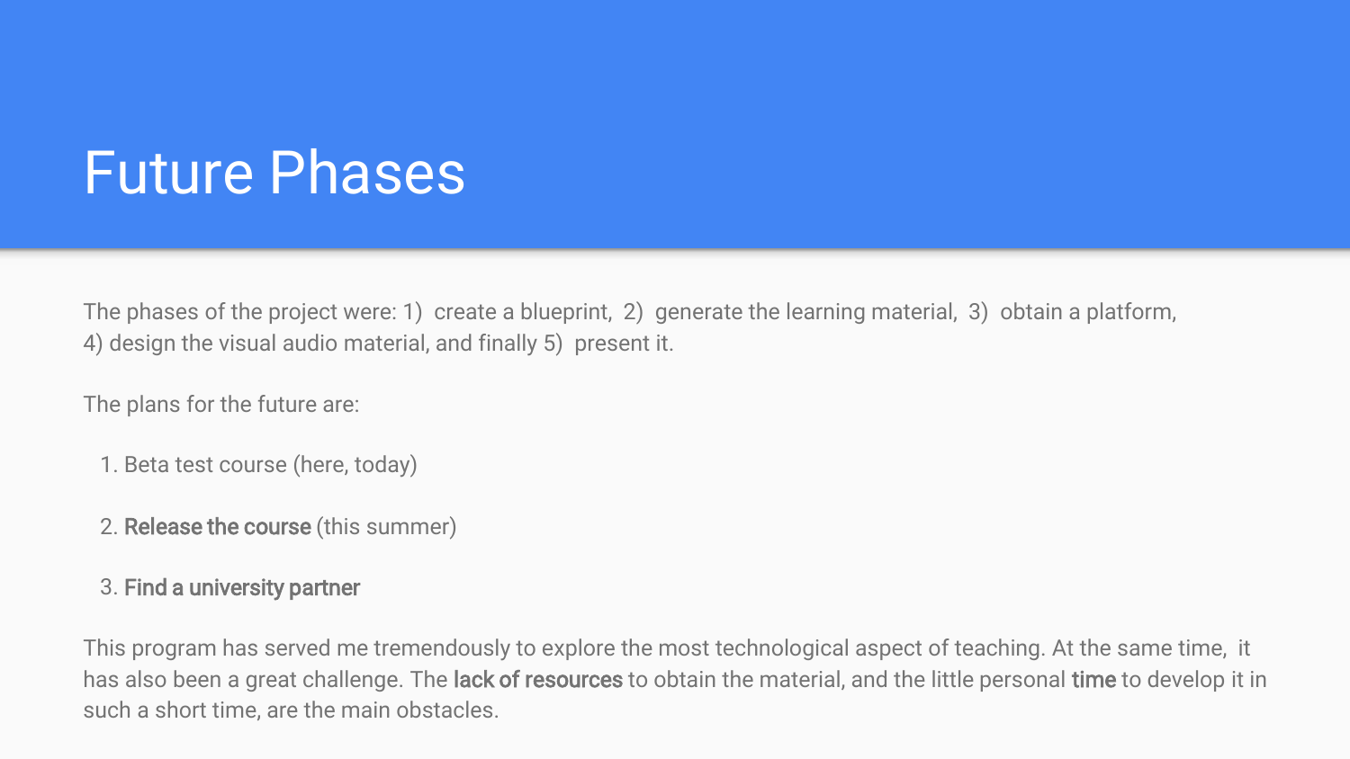# Future Phases

The phases of the project were: 1) create a blueprint, 2) generate the learning material, 3) obtain a platform, 4) design the visual audio material, and finally 5) present it.

The plans for the future are:

1. Beta test course (here, today)
2. **Release the course** (this summer)
3. **Find a university partner**

This program has served me tremendously to explore the most technological aspect of teaching. At the same time, it has also been a great challenge. The **lack of resources** to obtain the material, and the little personal **time** to develop it in such a short time, are the main obstacles.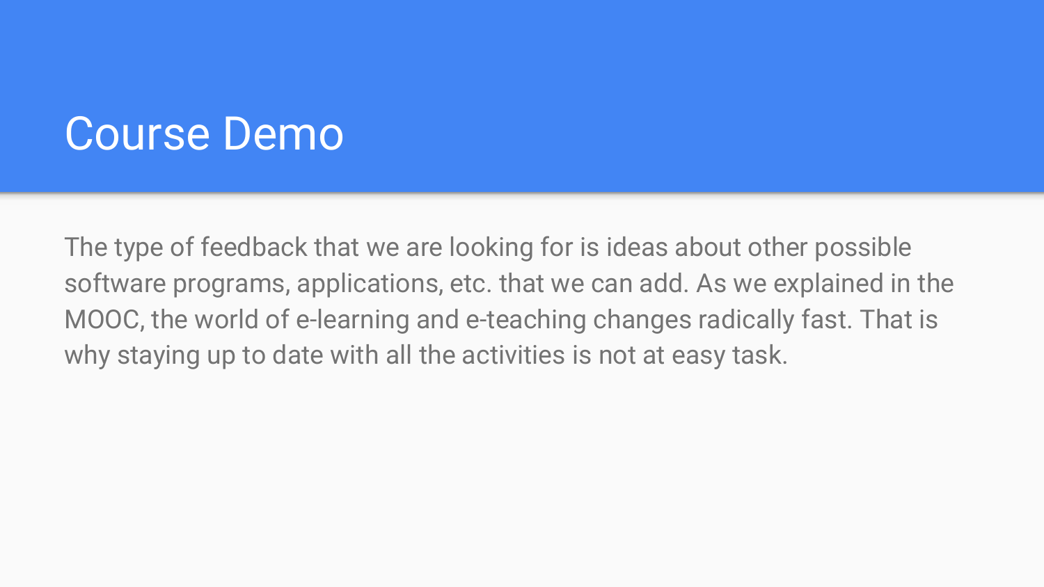# Course Demo

The type of feedback that we are looking for is ideas about other possible software programs, applications, etc. that we can add. As we explained in the MOOC, the world of e-learning and e-teaching changes radically fast. That is why staying up to date with all the activities is not at easy task.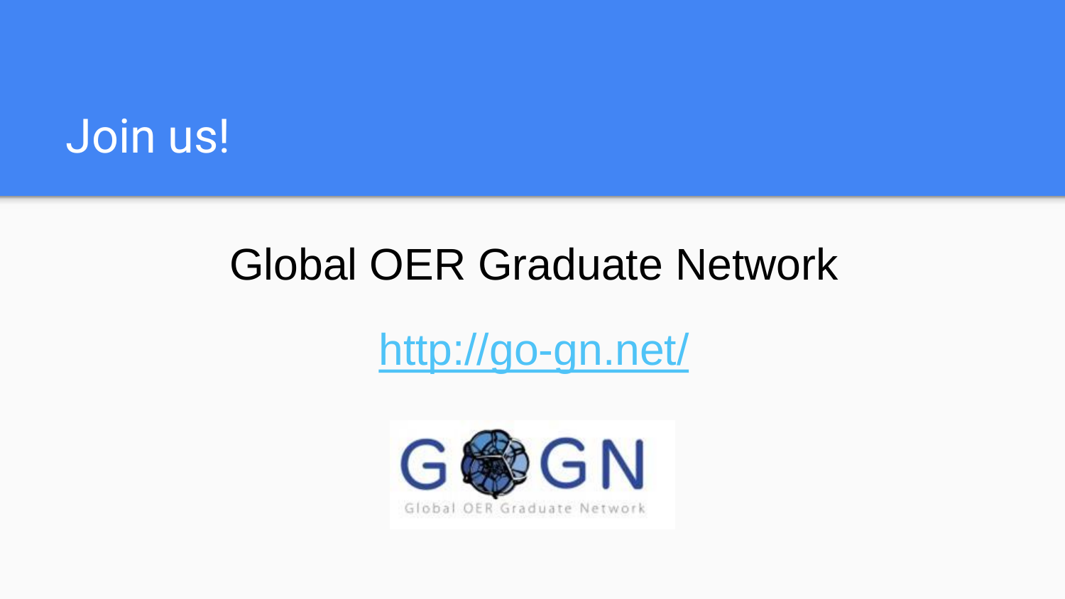# Join us!

Global OER Graduate Network

[http://go-gn.net/](http://go-gn.net/)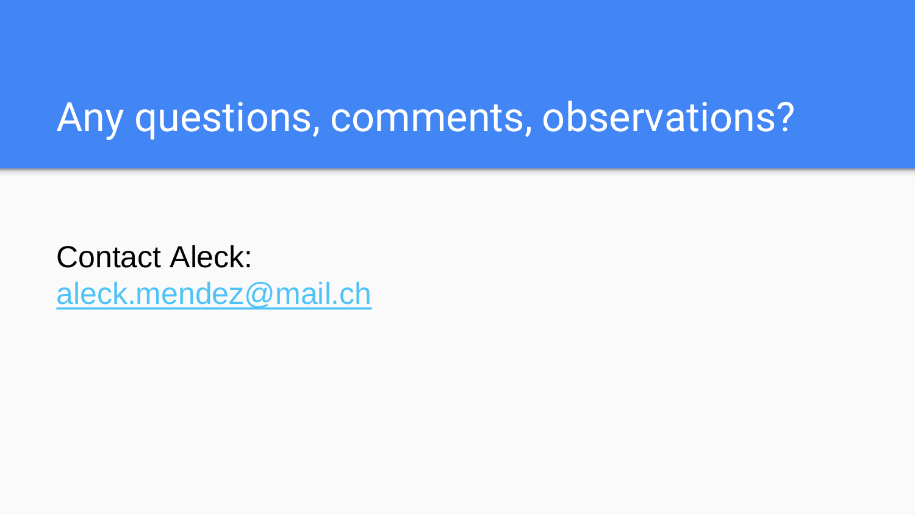# Any questions, comments, observations?

Contact Aleck:
[aleck.mendez@mail.ch](mailto:aleck.mendez@mail.ch)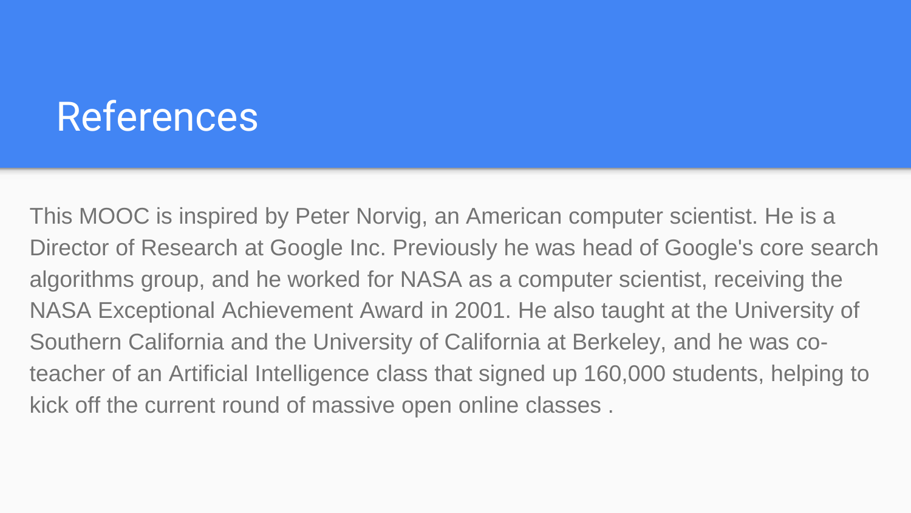# References

This MOOC is inspired by Peter Norvig, an American computer scientist. He is a Director of Research at Google Inc. Previously he was head of Google's core search algorithms group, and he worked for NASA as a computer scientist, receiving the NASA Exceptional Achievement Award in 2001. He also taught at the University of Southern California and the University of California at Berkeley, and he was co-teacher of an Artificial Intelligence class that signed up 160,000 students, helping to kick off the current round of massive open online classes .